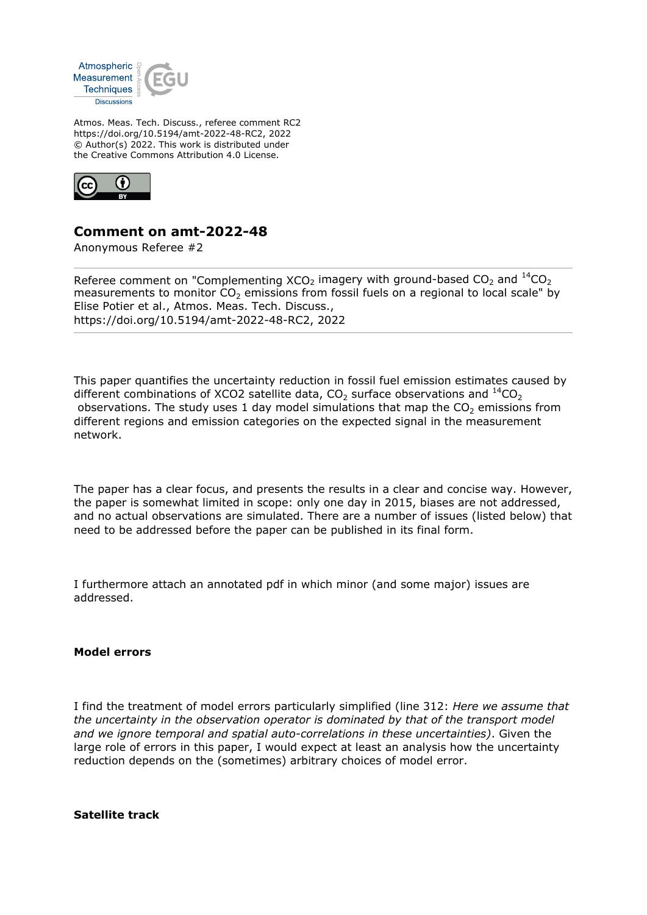Atmos. Meas. Tech. Discuss., referee comment RC2
https://doi.org/10.5194/amt-2022-48-RC2, 2022
© Author(s) 2022. This work is distributed under
the Creative Commons Attribution 4.0 License.

## Comment on amt-2022-48

Anonymous Referee #2

Referee comment on "Complementing $XCO_2$ imagery with ground-based $CO_2$ and $^{14}CO_2$ measurements to monitor $CO_2$ emissions from fossil fuels on a regional to local scale" by Elise Potier et al., Atmos. Meas. Tech. Discuss., https://doi.org/10.5194/amt-2022-48-RC2, 2022

This paper quantifies the uncertainty reduction in fossil fuel emission estimates caused by different combinations of XCO2 satellite data, $CO_2$ surface observations and $^{14}CO_2$ observations. The study uses 1 day model simulations that map the $CO_2$ emissions from different regions and emission categories on the expected signal in the measurement network.

The paper has a clear focus, and presents the results in a clear and concise way. However, the paper is somewhat limited in scope: only one day in 2015, biases are not addressed, and no actual observations are simulated. There are a number of issues (listed below) that need to be addressed before the paper can be published in its final form.

I furthermore attach an annotated pdf in which minor (and some major) issues are addressed.

**Model errors**

I find the treatment of model errors particularly simplified (line 312: *Here we assume that the uncertainty in the observation operator is dominated by that of the transport model and we ignore temporal and spatial auto-correlations in these uncertainties)*. Given the large role of errors in this paper, I would expect at least an analysis how the uncertainty reduction depends on the (sometimes) arbitrary choices of model error.

**Satellite track**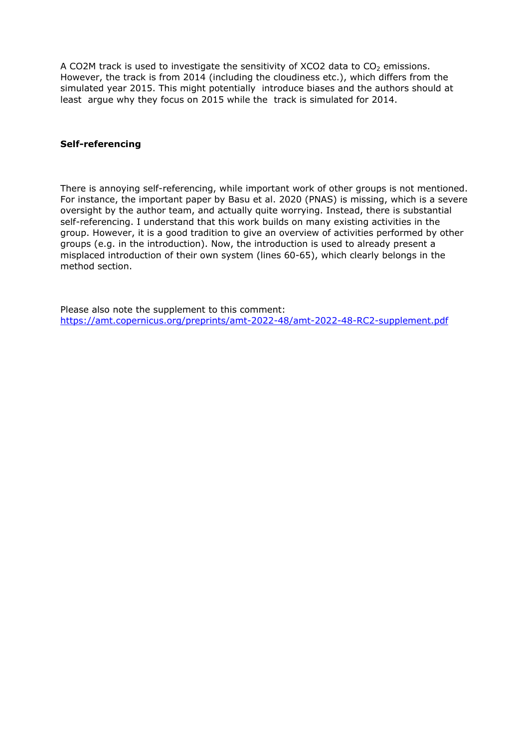A CO2M track is used to investigate the sensitivity of XCO2 data to $CO_2$ emissions. However, the track is from 2014 (including the cloudiness etc.), which differs from the simulated year 2015. This might potentially introduce biases and the authors should at least argue why they focus on 2015 while the track is simulated for 2014.

**Self-referencing**

There is annoying self-referencing, while important work of other groups is not mentioned. For instance, the important paper by Basu et al. 2020 (PNAS) is missing, which is a severe oversight by the author team, and actually quite worrying. Instead, there is substantial self-referencing. I understand that this work builds on many existing activities in the group. However, it is a good tradition to give an overview of activities performed by other groups (e.g. in the introduction). Now, the introduction is used to already present a misplaced introduction of their own system (lines 60-65), which clearly belongs in the method section.

Please also note the supplement to this comment:
https://amt.copernicus.org/preprints/amt-2022-48/amt-2022-48-RC2-supplement.pdf